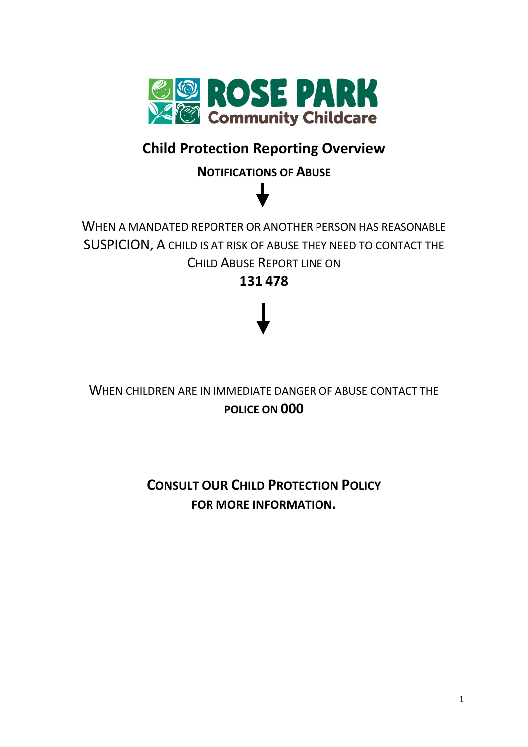ROSE PARK
Community Childcare

# Child Protection Reporting Overview

**NOTIFICATIONS OF ABUSE**

↓

WHEN A MANDATED REPORTER OR ANOTHER PERSON HAS REASONABLE SUSPICION, A CHILD IS AT RISK OF ABUSE THEY NEED TO CONTACT THE CHILD ABUSE REPORT LINE ON

**131 478**

↓

WHEN CHILDREN ARE IN IMMEDIATE DANGER OF ABUSE CONTACT THE **POLICE ON 000**

**CONSULT OUR CHILD PROTECTION POLICY FOR MORE INFORMATION.**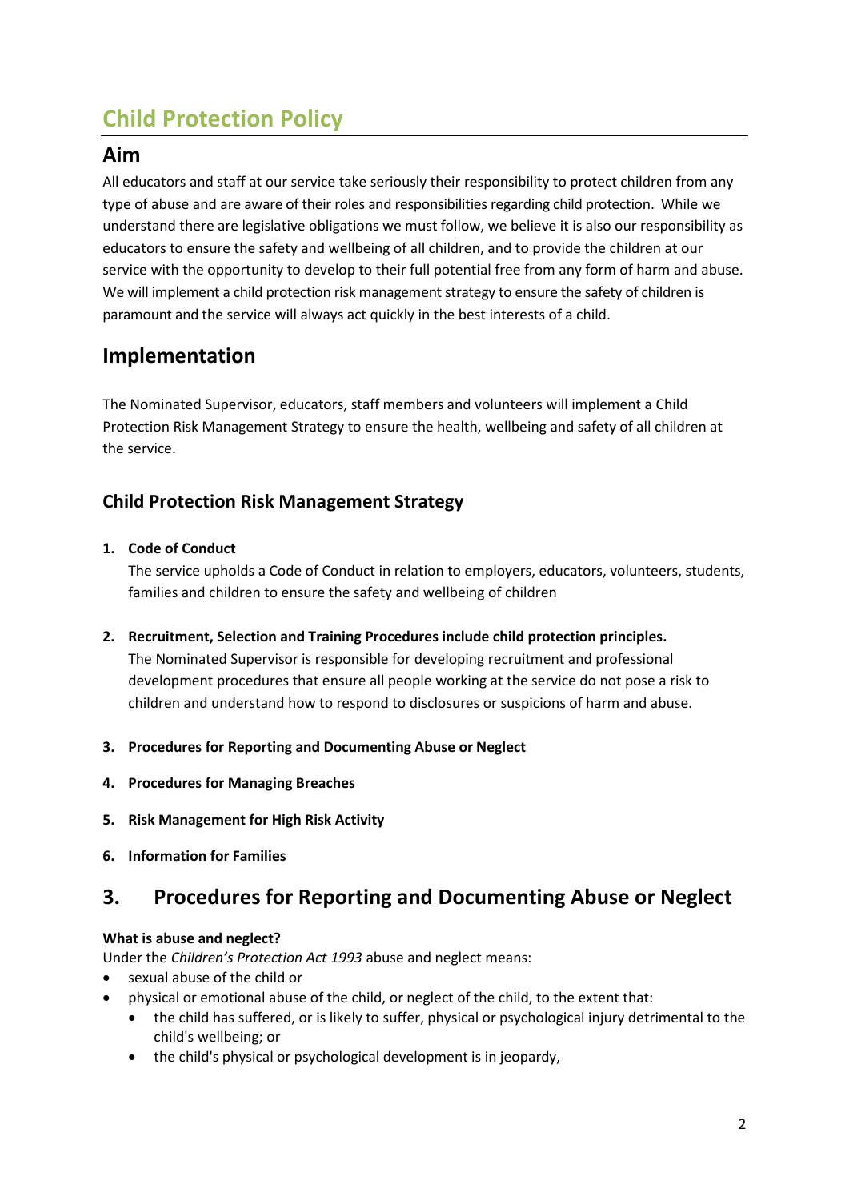# Child Protection Policy

## Aim

All educators and staff at our service take seriously their responsibility to protect children from any type of abuse and are aware of their roles and responsibilities regarding child protection. While we understand there are legislative obligations we must follow, we believe it is also our responsibility as educators to ensure the safety and wellbeing of all children, and to provide the children at our service with the opportunity to develop to their full potential free from any form of harm and abuse. We will implement a child protection risk management strategy to ensure the safety of children is paramount and the service will always act quickly in the best interests of a child.

## Implementation

The Nominated Supervisor, educators, staff members and volunteers will implement a Child Protection Risk Management Strategy to ensure the health, wellbeing and safety of all children at the service.

### Child Protection Risk Management Strategy

1. **Code of Conduct**

   The service upholds a Code of Conduct in relation to employers, educators, volunteers, students, families and children to ensure the safety and wellbeing of children

2. **Recruitment, Selection and Training Procedures include child protection principles.**

   The Nominated Supervisor is responsible for developing recruitment and professional development procedures that ensure all people working at the service do not pose a risk to children and understand how to respond to disclosures or suspicions of harm and abuse.

3. **Procedures for Reporting and Documenting Abuse or Neglect**

4. **Procedures for Managing Breaches**

5. **Risk Management for High Risk Activity**

6. **Information for Families**

## 3. Procedures for Reporting and Documenting Abuse or Neglect

**What is abuse and neglect?**

Under the *Children's Protection Act 1993* abuse and neglect means:

- sexual abuse of the child or
- physical or emotional abuse of the child, or neglect of the child, to the extent that:
  - the child has suffered, or is likely to suffer, physical or psychological injury detrimental to the child's wellbeing; or
  - the child's physical or psychological development is in jeopardy,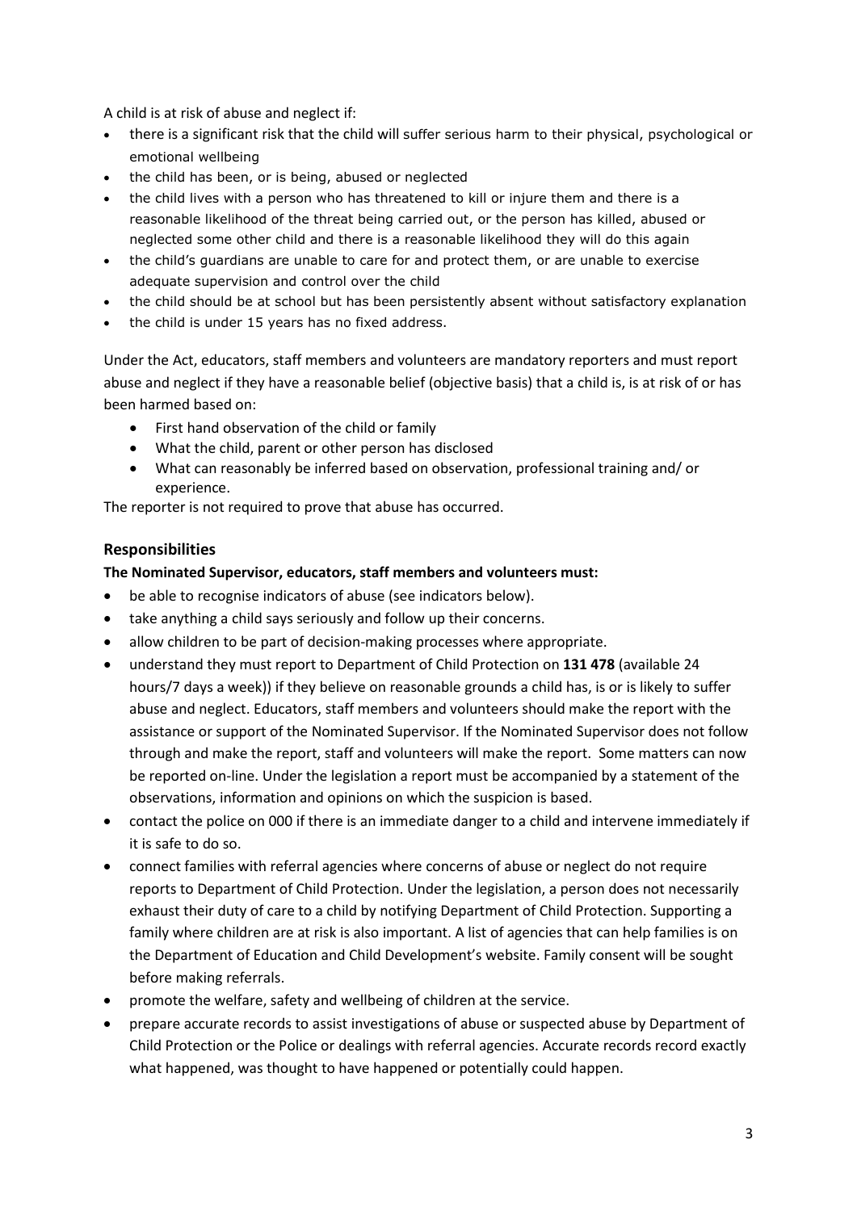A child is at risk of abuse and neglect if:

- there is a significant risk that the child will suffer serious harm to their physical, psychological or emotional wellbeing
- the child has been, or is being, abused or neglected
- the child lives with a person who has threatened to kill or injure them and there is a reasonable likelihood of the threat being carried out, or the person has killed, abused or neglected some other child and there is a reasonable likelihood they will do this again
- the child's guardians are unable to care for and protect them, or are unable to exercise adequate supervision and control over the child
- the child should be at school but has been persistently absent without satisfactory explanation
- the child is under 15 years has no fixed address.

Under the Act, educators, staff members and volunteers are mandatory reporters and must report abuse and neglect if they have a reasonable belief (objective basis) that a child is, is at risk of or has been harmed based on:

- First hand observation of the child or family
- What the child, parent or other person has disclosed
- What can reasonably be inferred based on observation, professional training and/ or experience.

The reporter is not required to prove that abuse has occurred.

## Responsibilities

**The Nominated Supervisor, educators, staff members and volunteers must:**

- be able to recognise indicators of abuse (see indicators below).
- take anything a child says seriously and follow up their concerns.
- allow children to be part of decision-making processes where appropriate.
- understand they must report to Department of Child Protection on **131 478** (available 24 hours/7 days a week)) if they believe on reasonable grounds a child has, is or is likely to suffer abuse and neglect. Educators, staff members and volunteers should make the report with the assistance or support of the Nominated Supervisor. If the Nominated Supervisor does not follow through and make the report, staff and volunteers will make the report. Some matters can now be reported on-line. Under the legislation a report must be accompanied by a statement of the observations, information and opinions on which the suspicion is based.
- contact the police on 000 if there is an immediate danger to a child and intervene immediately if it is safe to do so.
- connect families with referral agencies where concerns of abuse or neglect do not require reports to Department of Child Protection. Under the legislation, a person does not necessarily exhaust their duty of care to a child by notifying Department of Child Protection. Supporting a family where children are at risk is also important. A list of agencies that can help families is on the Department of Education and Child Development's website. Family consent will be sought before making referrals.
- promote the welfare, safety and wellbeing of children at the service.
- prepare accurate records to assist investigations of abuse or suspected abuse by Department of Child Protection or the Police or dealings with referral agencies. Accurate records record exactly what happened, was thought to have happened or potentially could happen.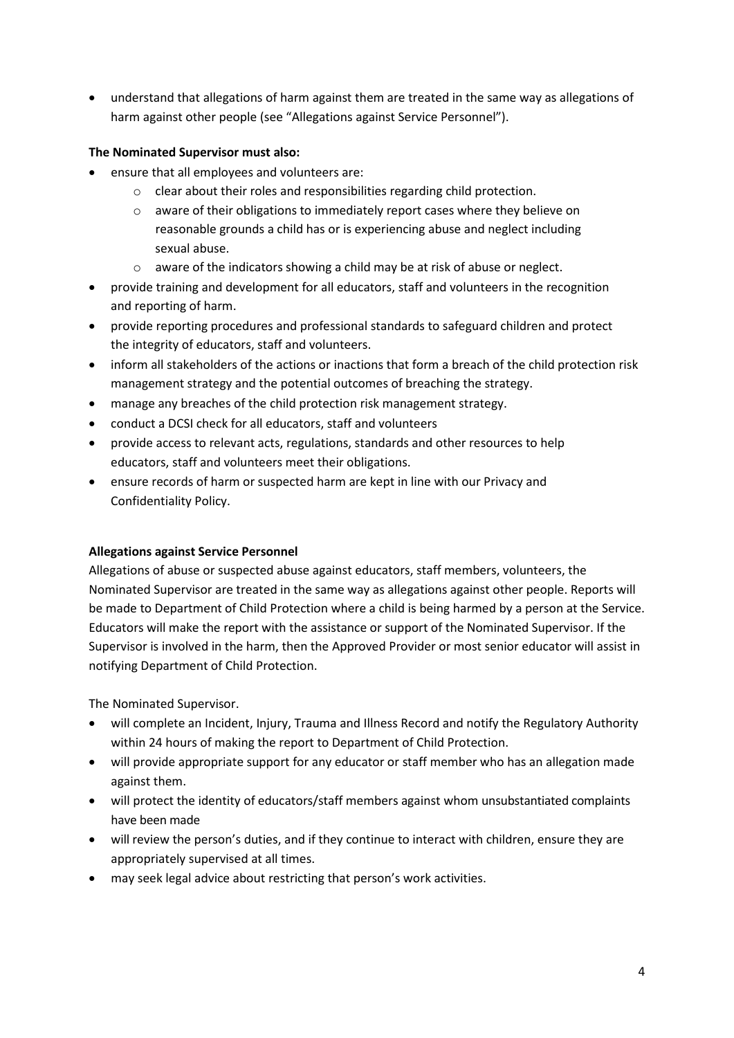- understand that allegations of harm against them are treated in the same way as allegations of harm against other people (see "Allegations against Service Personnel").

**The Nominated Supervisor must also:**

- ensure that all employees and volunteers are:
  - clear about their roles and responsibilities regarding child protection.
  - aware of their obligations to immediately report cases where they believe on reasonable grounds a child has or is experiencing abuse and neglect including sexual abuse.
  - aware of the indicators showing a child may be at risk of abuse or neglect.
- provide training and development for all educators, staff and volunteers in the recognition and reporting of harm.
- provide reporting procedures and professional standards to safeguard children and protect the integrity of educators, staff and volunteers.
- inform all stakeholders of the actions or inactions that form a breach of the child protection risk management strategy and the potential outcomes of breaching the strategy.
- manage any breaches of the child protection risk management strategy.
- conduct a DCSI check for all educators, staff and volunteers
- provide access to relevant acts, regulations, standards and other resources to help educators, staff and volunteers meet their obligations.
- ensure records of harm or suspected harm are kept in line with our Privacy and Confidentiality Policy.

**Allegations against Service Personnel**

Allegations of abuse or suspected abuse against educators, staff members, volunteers, the Nominated Supervisor are treated in the same way as allegations against other people. Reports will be made to Department of Child Protection where a child is being harmed by a person at the Service. Educators will make the report with the assistance or support of the Nominated Supervisor. If the Supervisor is involved in the harm, then the Approved Provider or most senior educator will assist in notifying Department of Child Protection.

The Nominated Supervisor.

- will complete an Incident, Injury, Trauma and Illness Record and notify the Regulatory Authority within 24 hours of making the report to Department of Child Protection.
- will provide appropriate support for any educator or staff member who has an allegation made against them.
- will protect the identity of educators/staff members against whom unsubstantiated complaints have been made
- will review the person's duties, and if they continue to interact with children, ensure they are appropriately supervised at all times.
- may seek legal advice about restricting that person's work activities.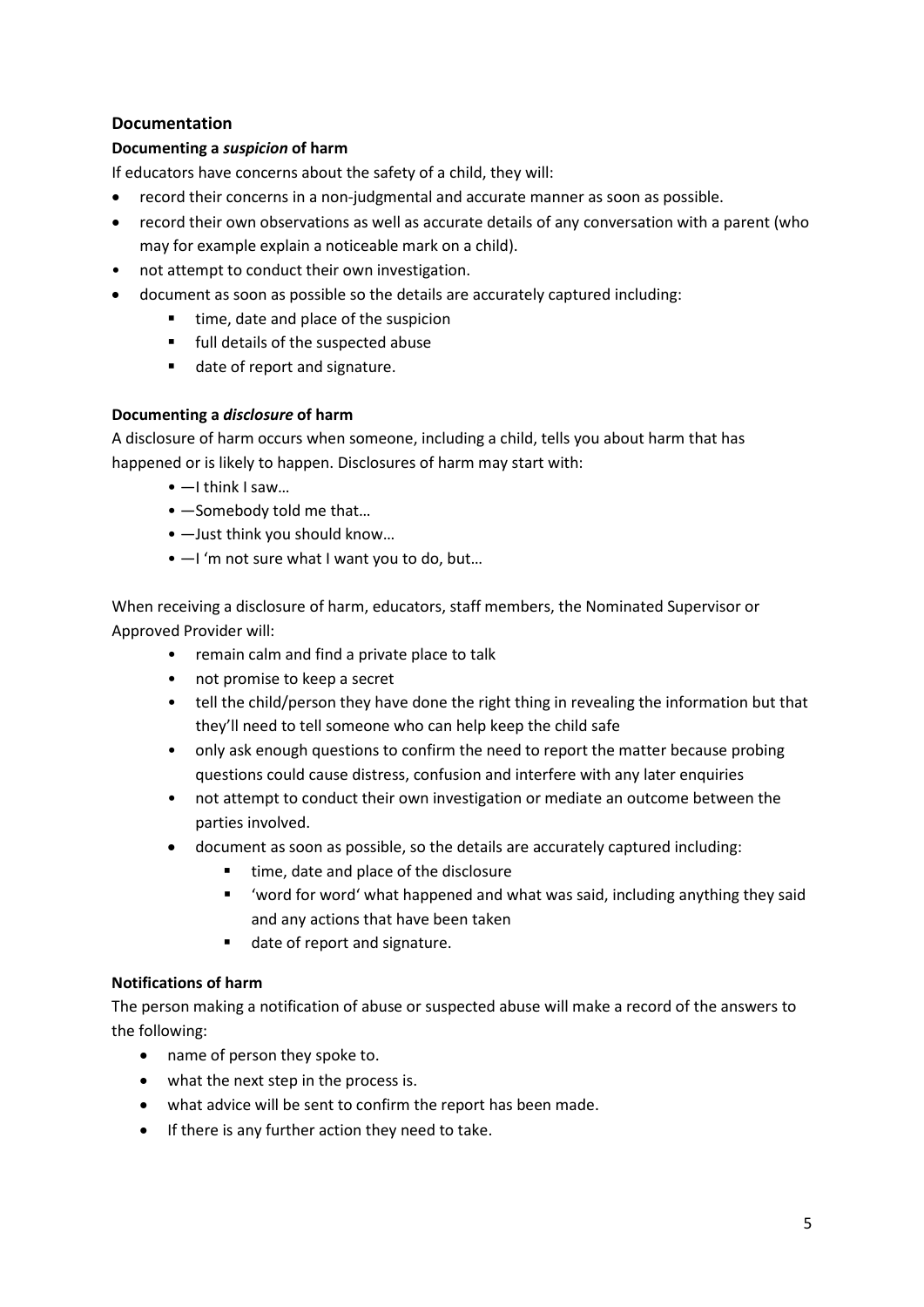## Documentation

### Documenting a *suspicion* of harm

If educators have concerns about the safety of a child, they will:

- record their concerns in a non-judgmental and accurate manner as soon as possible.
- record their own observations as well as accurate details of any conversation with a parent (who may for example explain a noticeable mark on a child).
- not attempt to conduct their own investigation.
- document as soon as possible so the details are accurately captured including:
  - time, date and place of the suspicion
  - full details of the suspected abuse
  - date of report and signature.

### Documenting a *disclosure* of harm

A disclosure of harm occurs when someone, including a child, tells you about harm that has happened or is likely to happen. Disclosures of harm may start with:

- —I think I saw…
- —Somebody told me that…
- —Just think you should know…
- —I 'm not sure what I want you to do, but…

When receiving a disclosure of harm, educators, staff members, the Nominated Supervisor or Approved Provider will:

- remain calm and find a private place to talk
- not promise to keep a secret
- tell the child/person they have done the right thing in revealing the information but that they'll need to tell someone who can help keep the child safe
- only ask enough questions to confirm the need to report the matter because probing questions could cause distress, confusion and interfere with any later enquiries
- not attempt to conduct their own investigation or mediate an outcome between the parties involved.
- document as soon as possible, so the details are accurately captured including:
  - time, date and place of the disclosure
  - 'word for word' what happened and what was said, including anything they said and any actions that have been taken
  - date of report and signature.

### Notifications of harm

The person making a notification of abuse or suspected abuse will make a record of the answers to the following:

- name of person they spoke to.
- what the next step in the process is.
- what advice will be sent to confirm the report has been made.
- If there is any further action they need to take.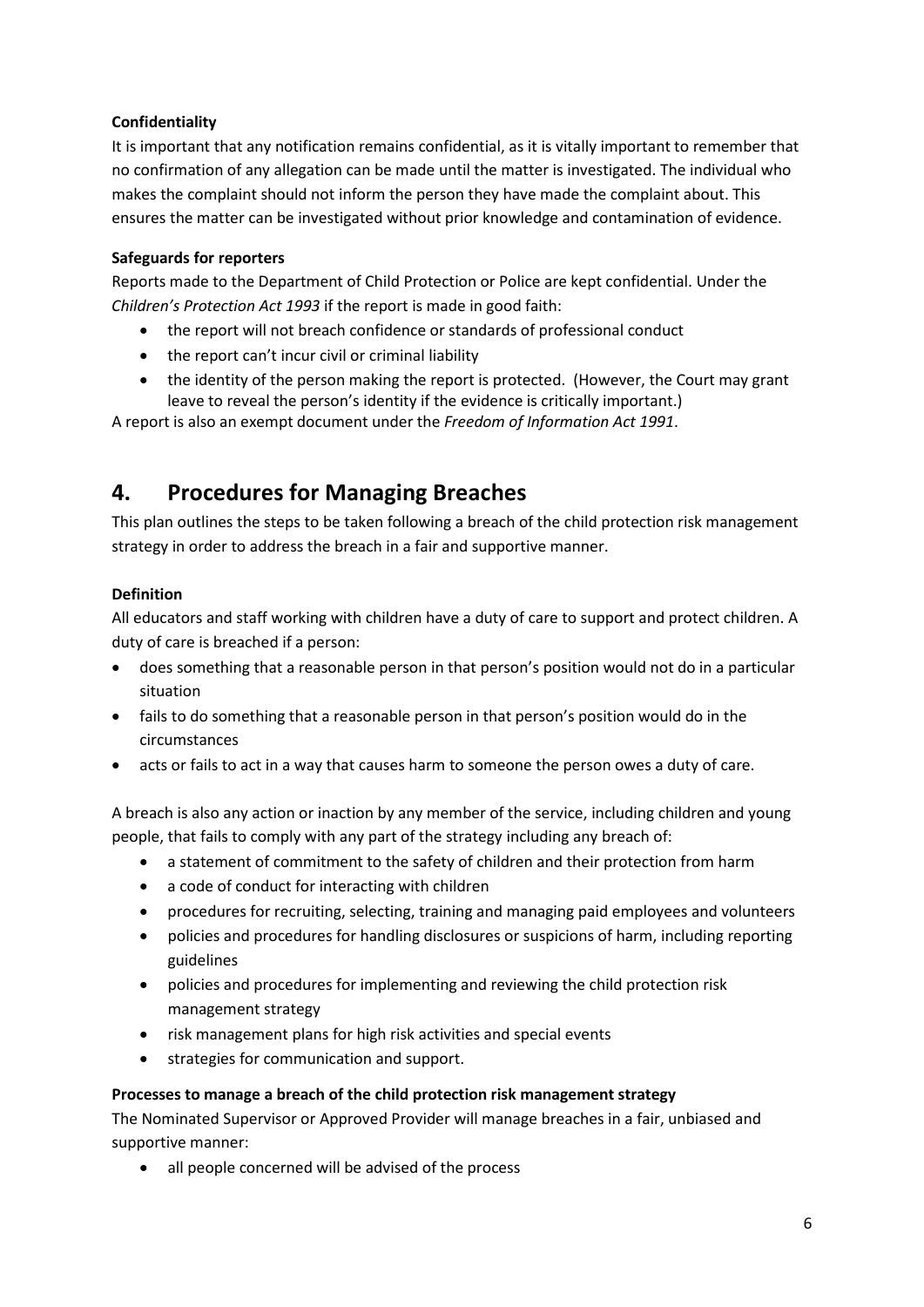**Confidentiality**

It is important that any notification remains confidential, as it is vitally important to remember that no confirmation of any allegation can be made until the matter is investigated. The individual who makes the complaint should not inform the person they have made the complaint about. This ensures the matter can be investigated without prior knowledge and contamination of evidence.

**Safeguards for reporters**

Reports made to the Department of Child Protection or Police are kept confidential. Under the *Children's Protection Act 1993* if the report is made in good faith:

- the report will not breach confidence or standards of professional conduct
- the report can't incur civil or criminal liability
- the identity of the person making the report is protected. (However, the Court may grant leave to reveal the person's identity if the evidence is critically important.)

A report is also an exempt document under the *Freedom of Information Act 1991*.

# 4. Procedures for Managing Breaches

This plan outlines the steps to be taken following a breach of the child protection risk management strategy in order to address the breach in a fair and supportive manner.

**Definition**

All educators and staff working with children have a duty of care to support and protect children. A duty of care is breached if a person:

- does something that a reasonable person in that person's position would not do in a particular situation
- fails to do something that a reasonable person in that person's position would do in the circumstances
- acts or fails to act in a way that causes harm to someone the person owes a duty of care.

A breach is also any action or inaction by any member of the service, including children and young people, that fails to comply with any part of the strategy including any breach of:

- a statement of commitment to the safety of children and their protection from harm
- a code of conduct for interacting with children
- procedures for recruiting, selecting, training and managing paid employees and volunteers
- policies and procedures for handling disclosures or suspicions of harm, including reporting guidelines
- policies and procedures for implementing and reviewing the child protection risk management strategy
- risk management plans for high risk activities and special events
- strategies for communication and support.

**Processes to manage a breach of the child protection risk management strategy**

The Nominated Supervisor or Approved Provider will manage breaches in a fair, unbiased and supportive manner:

- all people concerned will be advised of the process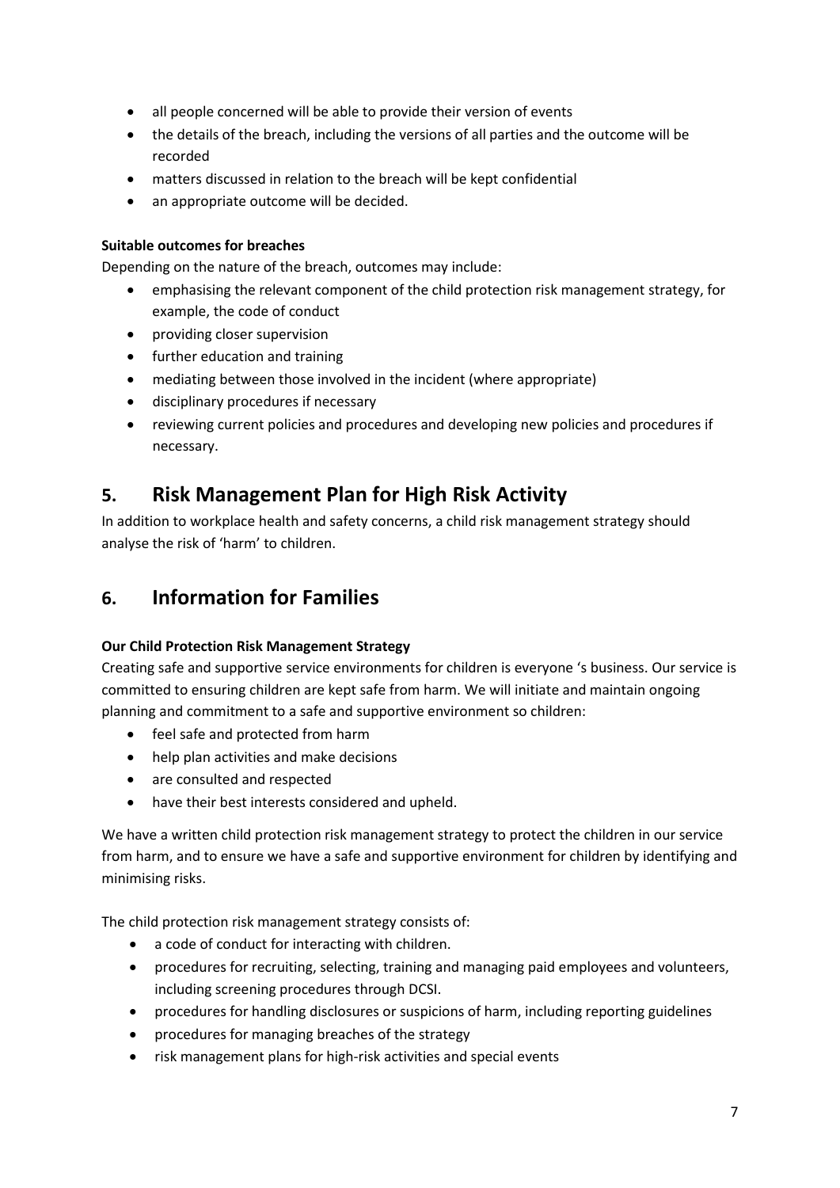- all people concerned will be able to provide their version of events
- the details of the breach, including the versions of all parties and the outcome will be recorded
- matters discussed in relation to the breach will be kept confidential
- an appropriate outcome will be decided.

**Suitable outcomes for breaches**

Depending on the nature of the breach, outcomes may include:

- emphasising the relevant component of the child protection risk management strategy, for example, the code of conduct
- providing closer supervision
- further education and training
- mediating between those involved in the incident (where appropriate)
- disciplinary procedures if necessary
- reviewing current policies and procedures and developing new policies and procedures if necessary.

## 5. Risk Management Plan for High Risk Activity

In addition to workplace health and safety concerns, a child risk management strategy should analyse the risk of 'harm' to children.

## 6. Information for Families

**Our Child Protection Risk Management Strategy**

Creating safe and supportive service environments for children is everyone 's business. Our service is committed to ensuring children are kept safe from harm. We will initiate and maintain ongoing planning and commitment to a safe and supportive environment so children:

- feel safe and protected from harm
- help plan activities and make decisions
- are consulted and respected
- have their best interests considered and upheld.

We have a written child protection risk management strategy to protect the children in our service from harm, and to ensure we have a safe and supportive environment for children by identifying and minimising risks.

The child protection risk management strategy consists of:

- a code of conduct for interacting with children.
- procedures for recruiting, selecting, training and managing paid employees and volunteers, including screening procedures through DCSI.
- procedures for handling disclosures or suspicions of harm, including reporting guidelines
- procedures for managing breaches of the strategy
- risk management plans for high-risk activities and special events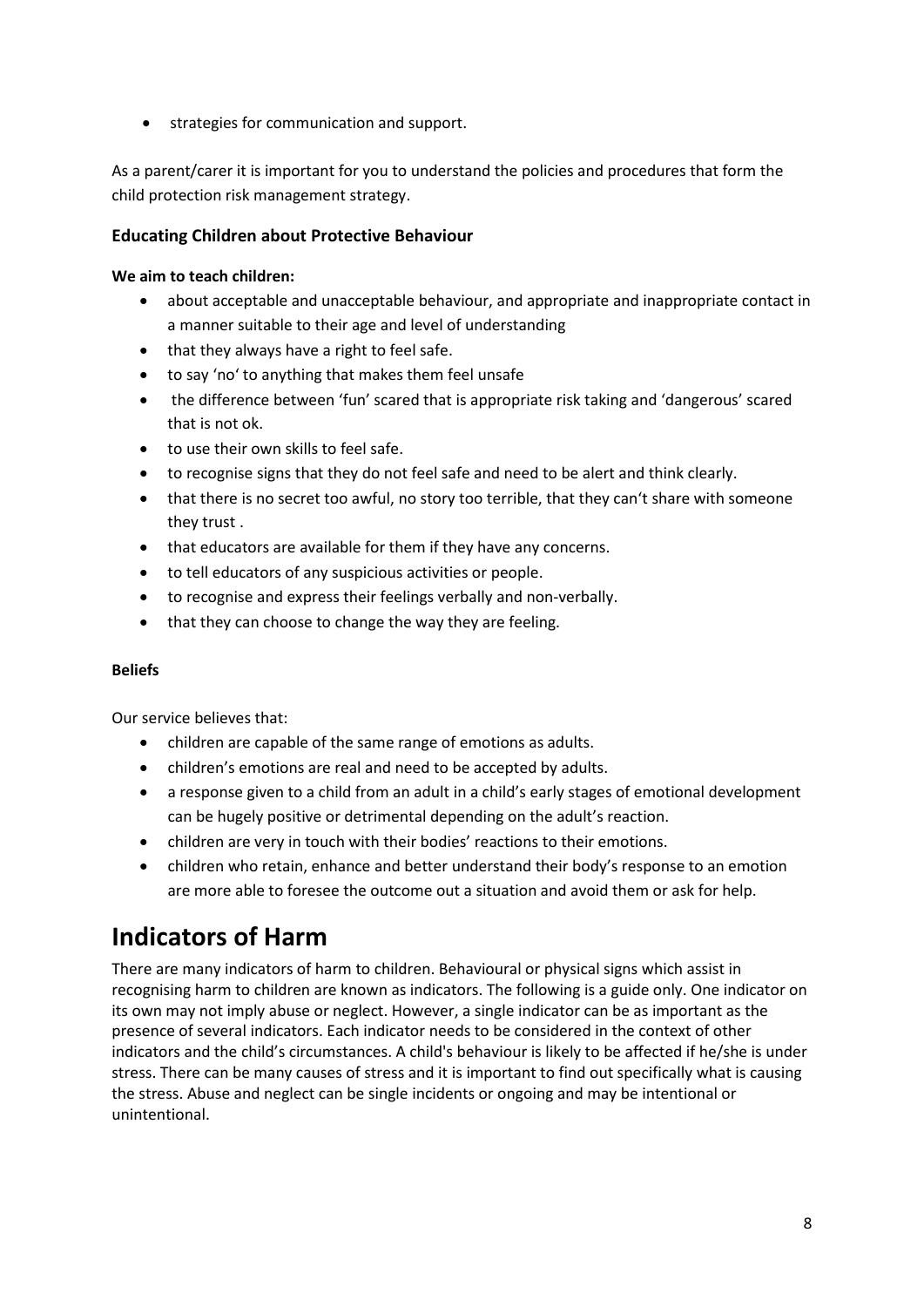- strategies for communication and support.

As a parent/carer it is important for you to understand the policies and procedures that form the child protection risk management strategy.

### Educating Children about Protective Behaviour

**We aim to teach children:**

- about acceptable and unacceptable behaviour, and appropriate and inappropriate contact in a manner suitable to their age and level of understanding
- that they always have a right to feel safe.
- to say 'no' to anything that makes them feel unsafe
- the difference between 'fun' scared that is appropriate risk taking and 'dangerous' scared that is not ok.
- to use their own skills to feel safe.
- to recognise signs that they do not feel safe and need to be alert and think clearly.
- that there is no secret too awful, no story too terrible, that they can't share with someone they trust .
- that educators are available for them if they have any concerns.
- to tell educators of any suspicious activities or people.
- to recognise and express their feelings verbally and non-verbally.
- that they can choose to change the way they are feeling.

**Beliefs**

Our service believes that:

- children are capable of the same range of emotions as adults.
- children's emotions are real and need to be accepted by adults.
- a response given to a child from an adult in a child's early stages of emotional development can be hugely positive or detrimental depending on the adult's reaction.
- children are very in touch with their bodies' reactions to their emotions.
- children who retain, enhance and better understand their body's response to an emotion are more able to foresee the outcome out a situation and avoid them or ask for help.

# Indicators of Harm

There are many indicators of harm to children. Behavioural or physical signs which assist in recognising harm to children are known as indicators. The following is a guide only. One indicator on its own may not imply abuse or neglect. However, a single indicator can be as important as the presence of several indicators. Each indicator needs to be considered in the context of other indicators and the child's circumstances. A child's behaviour is likely to be affected if he/she is under stress. There can be many causes of stress and it is important to find out specifically what is causing the stress. Abuse and neglect can be single incidents or ongoing and may be intentional or unintentional.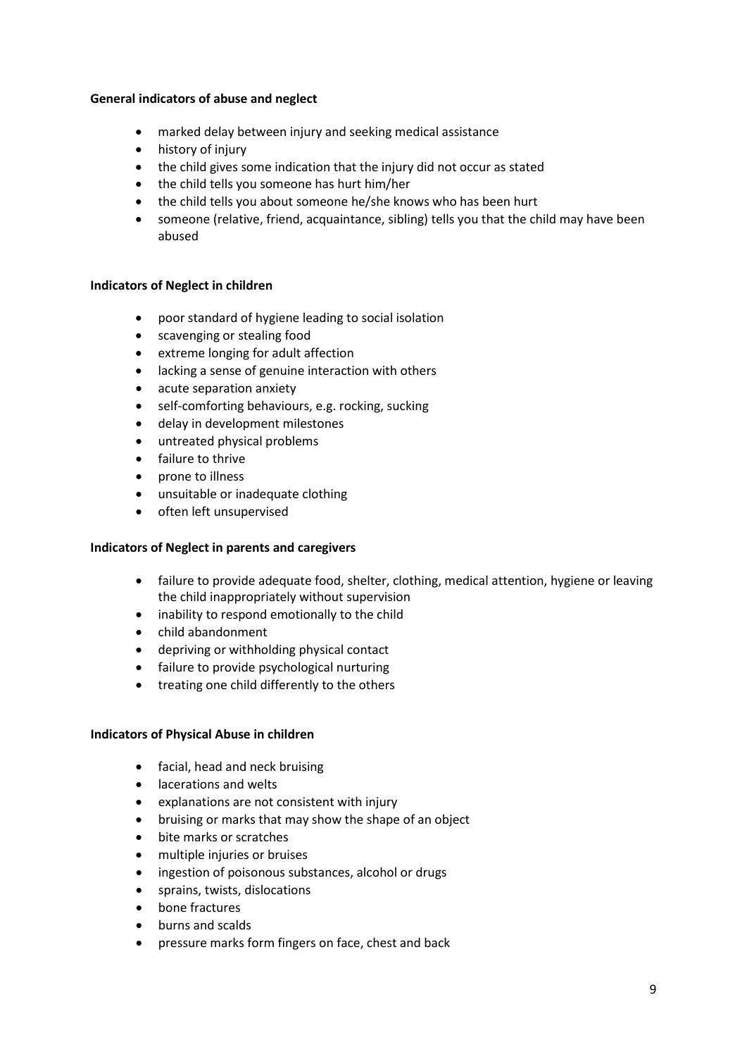**General indicators of abuse and neglect**

- marked delay between injury and seeking medical assistance
- history of injury
- the child gives some indication that the injury did not occur as stated
- the child tells you someone has hurt him/her
- the child tells you about someone he/she knows who has been hurt
- someone (relative, friend, acquaintance, sibling) tells you that the child may have been abused

**Indicators of Neglect in children**

- poor standard of hygiene leading to social isolation
- scavenging or stealing food
- extreme longing for adult affection
- lacking a sense of genuine interaction with others
- acute separation anxiety
- self-comforting behaviours, e.g. rocking, sucking
- delay in development milestones
- untreated physical problems
- failure to thrive
- prone to illness
- unsuitable or inadequate clothing
- often left unsupervised

**Indicators of Neglect in parents and caregivers**

- failure to provide adequate food, shelter, clothing, medical attention, hygiene or leaving the child inappropriately without supervision
- inability to respond emotionally to the child
- child abandonment
- depriving or withholding physical contact
- failure to provide psychological nurturing
- treating one child differently to the others

**Indicators of Physical Abuse in children**

- facial, head and neck bruising
- lacerations and welts
- explanations are not consistent with injury
- bruising or marks that may show the shape of an object
- bite marks or scratches
- multiple injuries or bruises
- ingestion of poisonous substances, alcohol or drugs
- sprains, twists, dislocations
- bone fractures
- burns and scalds
- pressure marks form fingers on face, chest and back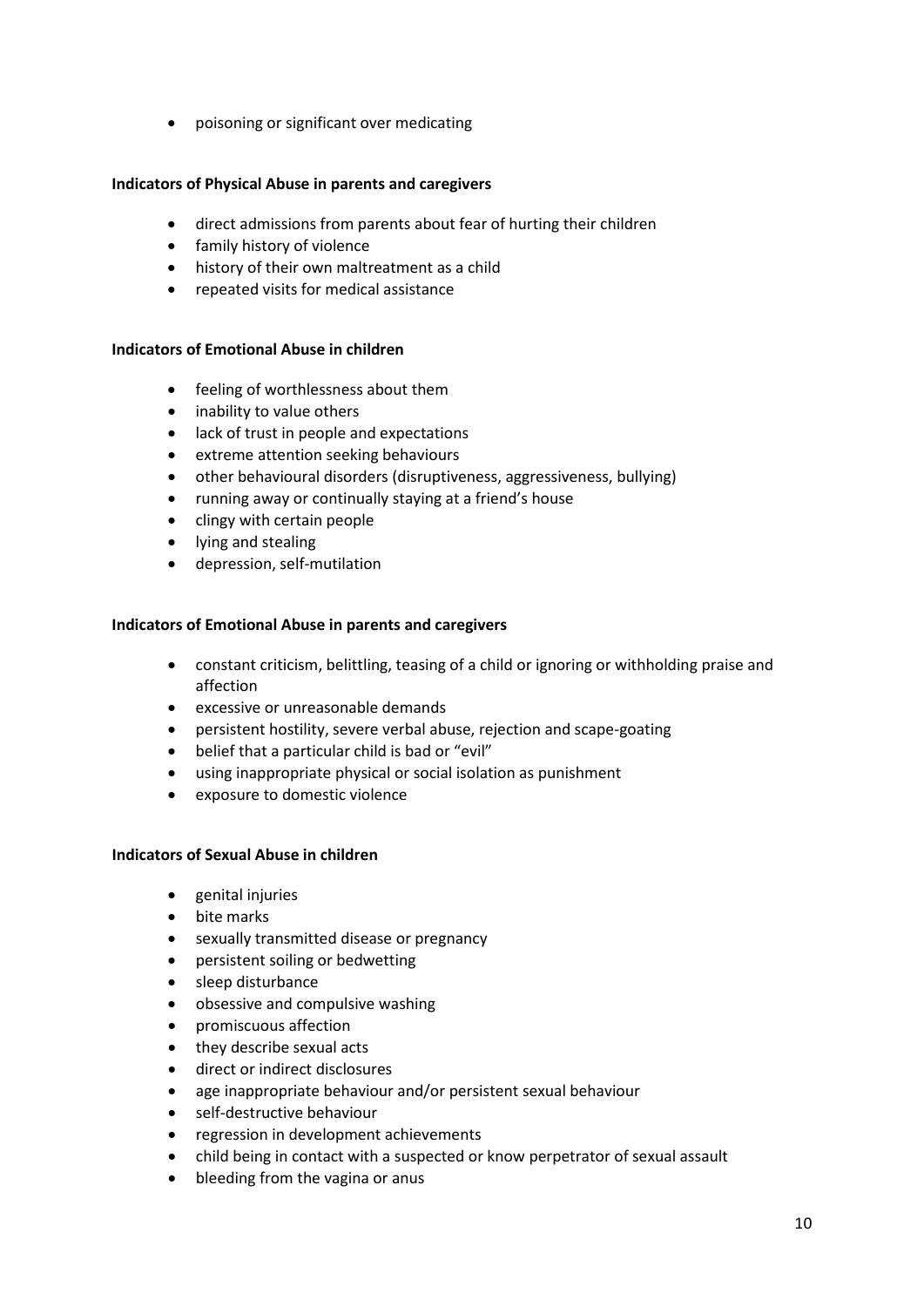- poisoning or significant over medicating

**Indicators of Physical Abuse in parents and caregivers**

- direct admissions from parents about fear of hurting their children
- family history of violence
- history of their own maltreatment as a child
- repeated visits for medical assistance

**Indicators of Emotional Abuse in children**

- feeling of worthlessness about them
- inability to value others
- lack of trust in people and expectations
- extreme attention seeking behaviours
- other behavioural disorders (disruptiveness, aggressiveness, bullying)
- running away or continually staying at a friend's house
- clingy with certain people
- lying and stealing
- depression, self-mutilation

**Indicators of Emotional Abuse in parents and caregivers**

- constant criticism, belittling, teasing of a child or ignoring or withholding praise and affection
- excessive or unreasonable demands
- persistent hostility, severe verbal abuse, rejection and scape-goating
- belief that a particular child is bad or "evil"
- using inappropriate physical or social isolation as punishment
- exposure to domestic violence

**Indicators of Sexual Abuse in children**

- genital injuries
- bite marks
- sexually transmitted disease or pregnancy
- persistent soiling or bedwetting
- sleep disturbance
- obsessive and compulsive washing
- promiscuous affection
- they describe sexual acts
- direct or indirect disclosures
- age inappropriate behaviour and/or persistent sexual behaviour
- self-destructive behaviour
- regression in development achievements
- child being in contact with a suspected or know perpetrator of sexual assault
- bleeding from the vagina or anus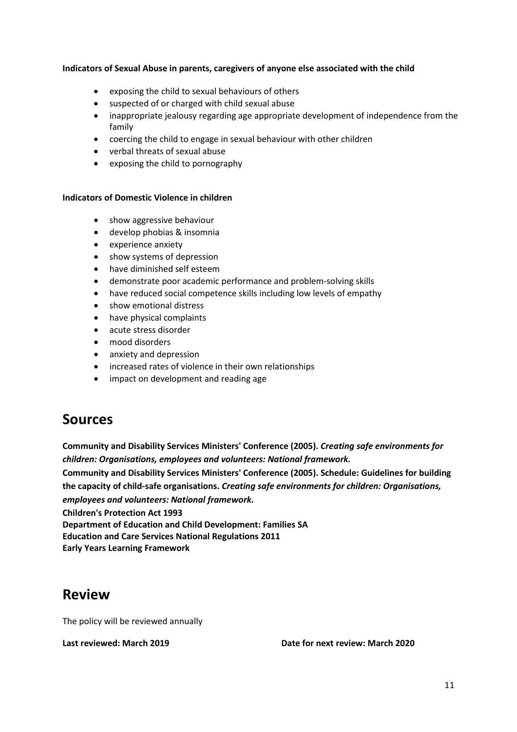**Indicators of Sexual Abuse in parents, caregivers of anyone else associated with the child**

- exposing the child to sexual behaviours of others
- suspected of or charged with child sexual abuse
- inappropriate jealousy regarding age appropriate development of independence from the family
- coercing the child to engage in sexual behaviour with other children
- verbal threats of sexual abuse
- exposing the child to pornography

**Indicators of Domestic Violence in children**

- show aggressive behaviour
- develop phobias & insomnia
- experience anxiety
- show systems of depression
- have diminished self esteem
- demonstrate poor academic performance and problem-solving skills
- have reduced social competence skills including low levels of empathy
- show emotional distress
- have physical complaints
- acute stress disorder
- mood disorders
- anxiety and depression
- increased rates of violence in their own relationships
- impact on development and reading age

# Sources

**Community and Disability Services Ministers' Conference (2005).** ***Creating safe environments for children: Organisations, employees and volunteers: National framework.***
**Community and Disability Services Ministers' Conference (2005). Schedule: Guidelines for building the capacity of child-safe organisations.** ***Creating safe environments for children: Organisations, employees and volunteers: National framework.***
**Children's Protection Act 1993**
**Department of Education and Child Development: Families SA**
**Education and Care Services National Regulations 2011**
**Early Years Learning Framework**

# Review

The policy will be reviewed annually

**Last reviewed: March 2019** **Date for next review: March 2020**